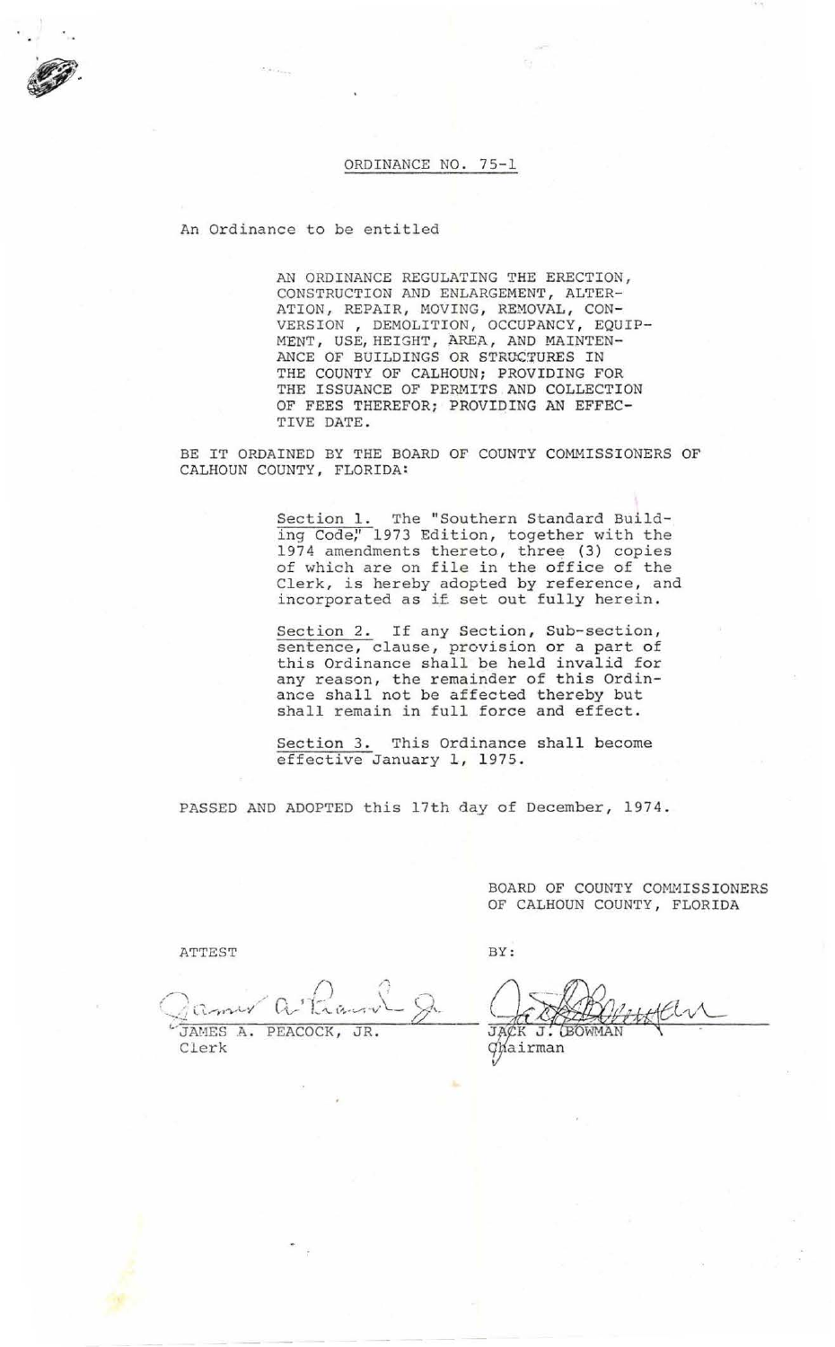ORDINANCE NO. 75-1

An Ordinance to be entitled

AN ORDINANCE REGULATING THE ERECTION, CONSTRUCTION AND ENLARGEMENT, ALTERATION, REPAIR, MOVING, REMOVAL, CONVERSION , DEMOLITION, OCCUPANCY, EQUIPMENT, USE, HEIGHT, AREA, AND MAINTENANCE OF BUILDINGS OR STRUCTURES IN THE COUNTY OF CALHOUN; PROVIDING FOR THE ISSUANCE OF PERMITS AND COLLECTION OF FEES THEREFOR; PROVIDING AN EFFECTIVE DATE.

BE IT ORDAINED BY THE BOARD OF COUNTY COMMISSIONERS OF CALHOUN COUNTY, FLORIDA:

Section 1. The "Southern Standard Building Code," 1973 Edition, together with the 1974 amendments thereto, three (3) copies of which are on file in the office of the Clerk, is hereby adopted by reference, and incorporated as if set out fully herein.

Section 2. If any Section, Sub-section, sentence, clause, provision or a part of this Ordinance shall be held invalid for any reason, the remainder of this Ordinance shall not be affected thereby but shall remain in full force and effect.

Section 3. This Ordinance shall become effective January 1, 1975.

PASSED AND ADOPTED this 17th day of December, 1974.

BOARD OF COUNTY COMMISSIONERS
OF CALHOUN COUNTY, FLORIDA

ATTEST

JAMES A. PEACOCK, JR.
Clerk

BY:

JACK J. BOWMAN
Chairman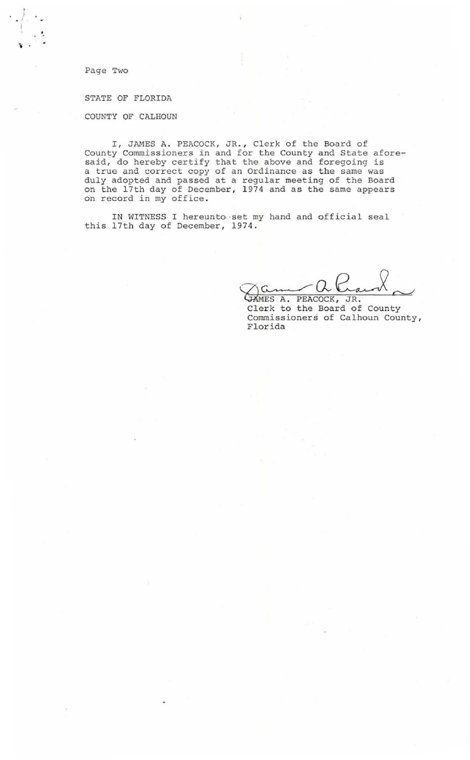Page Two

STATE OF FLORIDA

COUNTY OF CALHOUN

I, JAMES A. PEACOCK, JR., Clerk of the Board of County Commissioners in and for the County and State aforesaid, do hereby certify that the above and foregoing is a true and correct copy of an Ordinance as the same was duly adopted and passed at a regular meeting of the Board on the 17th day of December, 1974 and as the same appears on record in my office.

IN WITNESS I hereunto set my hand and official seal this 17th day of December, 1974.

JAMES A. PEACOCK, JR.
Clerk to the Board of County Commissioners of Calhoun County, Florida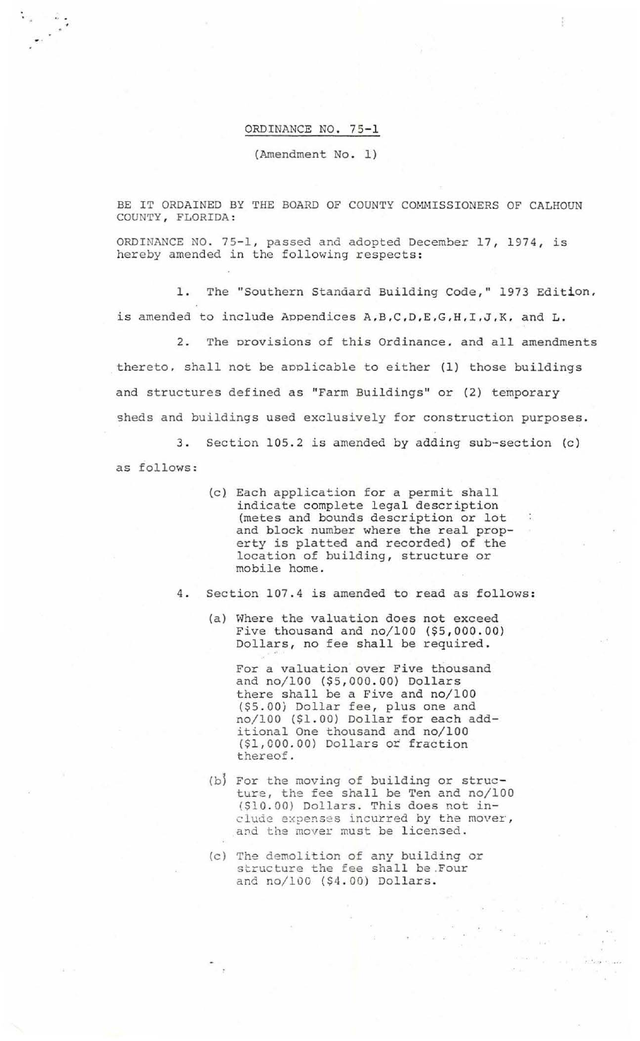ORDINANCE NO. 75-1

(Amendment No. 1)

BE IT ORDAINED BY THE BOARD OF COUNTY COMMISSIONERS OF CALHOUN COUNTY, FLORIDA:

ORDINANCE NO. 75-1, passed and adopted December 17, 1974, is hereby amended in the following respects:

1. The "Southern Standard Building Code," 1973 Edition, is amended to include Appendices A,B,C,D,E,G,H,I,J,K, and L.

2. The provisions of this Ordinance, and all amendments thereto, shall not be applicable to either (1) those buildings and structures defined as "Farm Buildings" or (2) temporary sheds and buildings used exclusively for construction purposes.

3. Section 105.2 is amended by adding sub-section (c) as follows:

> (c) Each application for a permit shall indicate complete legal description (metes and bounds description or lot and block number where the real property is platted and recorded) of the location of building, structure or mobile home.

4. Section 107.4 is amended to read as follows:

> (a) Where the valuation does not exceed Five thousand and no/100 ($5,000.00) Dollars, no fee shall be required.
>
> For a valuation over Five thousand and no/100 ($5,000.00) Dollars there shall be a Five and no/100 ($5.00) Dollar fee, plus one and no/100 ($1.00) Dollar for each additional One thousand and no/100 ($1,000.00) Dollars or fraction thereof.
>
> (b) For the moving of building or structure, the fee shall be Ten and no/100 ($10.00) Dollars. This does not include expenses incurred by the mover, and the mover must be licensed.
>
> (c) The demolition of any building or structure the fee shall be Four and no/100 ($4.00) Dollars.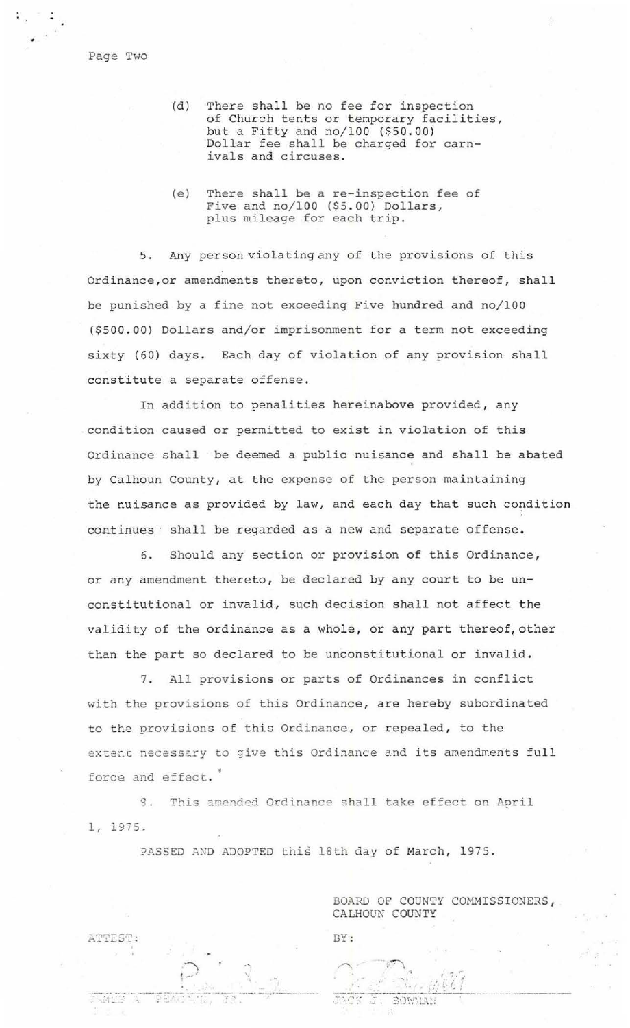(d) There shall be no fee for inspection of Church tents or temporary facilities, but a Fifty and no/100 ($50.00) Dollar fee shall be charged for carnivals and circuses.

(e) There shall be a re-inspection fee of Five and no/100 ($5.00) Dollars, plus mileage for each trip.

5. Any person violating any of the provisions of this Ordinance, or amendments thereto, upon conviction thereof, shall be punished by a fine not exceeding Five hundred and no/100 ($500.00) Dollars and/or imprisonment for a term not exceeding sixty (60) days. Each day of violation of any provision shall constitute a separate offense.

In addition to penalities hereinabove provided, any condition caused or permitted to exist in violation of this Ordinance shall be deemed a public nuisance and shall be abated by Calhoun County, at the expense of the person maintaining the nuisance as provided by law, and each day that such condition continues shall be regarded as a new and separate offense.

6. Should any section or provision of this Ordinance, or any amendment thereto, be declared by any court to be unconstitutional or invalid, such decision shall not affect the validity of the ordinance as a whole, or any part thereof, other than the part so declared to be unconstitutional or invalid.

7. All provisions or parts of Ordinances in conflict with the provisions of this Ordinance, are hereby subordinated to the provisions of this Ordinance, or repealed, to the extent necessary to give this Ordinance and its amendments full force and effect.

8. This amended Ordinance shall take effect on April 1, 1975.

PASSED AND ADOPTED this 18th day of March, 1975.

BOARD OF COUNTY COMMISSIONERS, CALHOUN COUNTY

ATTEST:

BY:

JAMES A. PEACOCK, JR.

JACK J. BOWMAN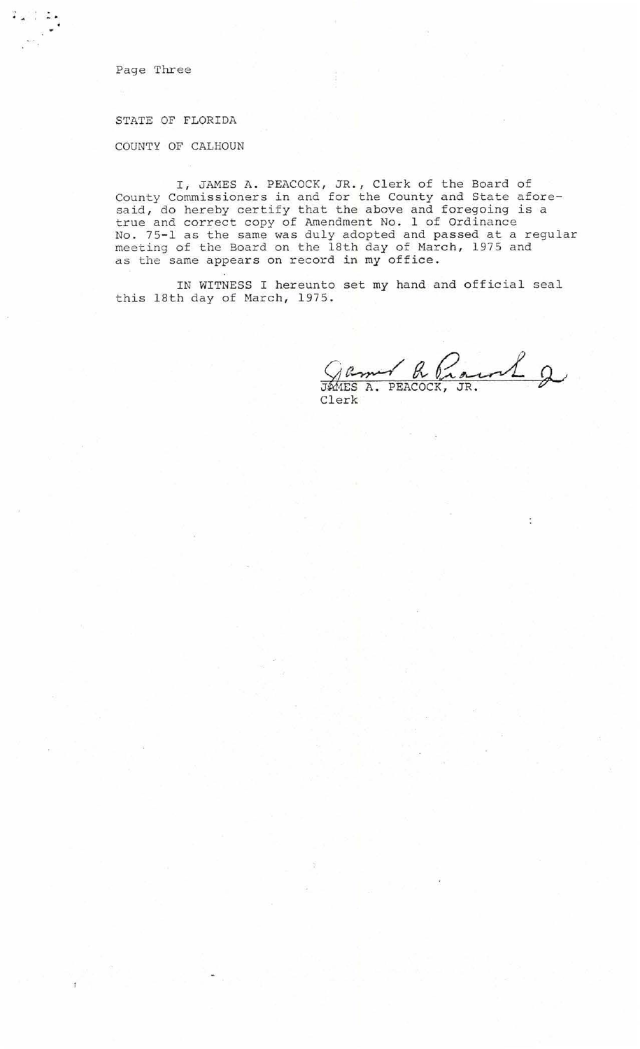Page Three

STATE OF FLORIDA

COUNTY OF CALHOUN

I, JAMES A. PEACOCK, JR., Clerk of the Board of County Commissioners in and for the County and State aforesaid, do hereby certify that the above and foregoing is a true and correct copy of Amendment No. 1 of Ordinance No. 75-1 as the same was duly adopted and passed at a regular meeting of the Board on the 18th day of March, 1975 and as the same appears on record in my office.

IN WITNESS I hereunto set my hand and official seal this 18th day of March, 1975.

James A. Peacock Jr.

JAMES A. PEACOCK, JR.
Clerk